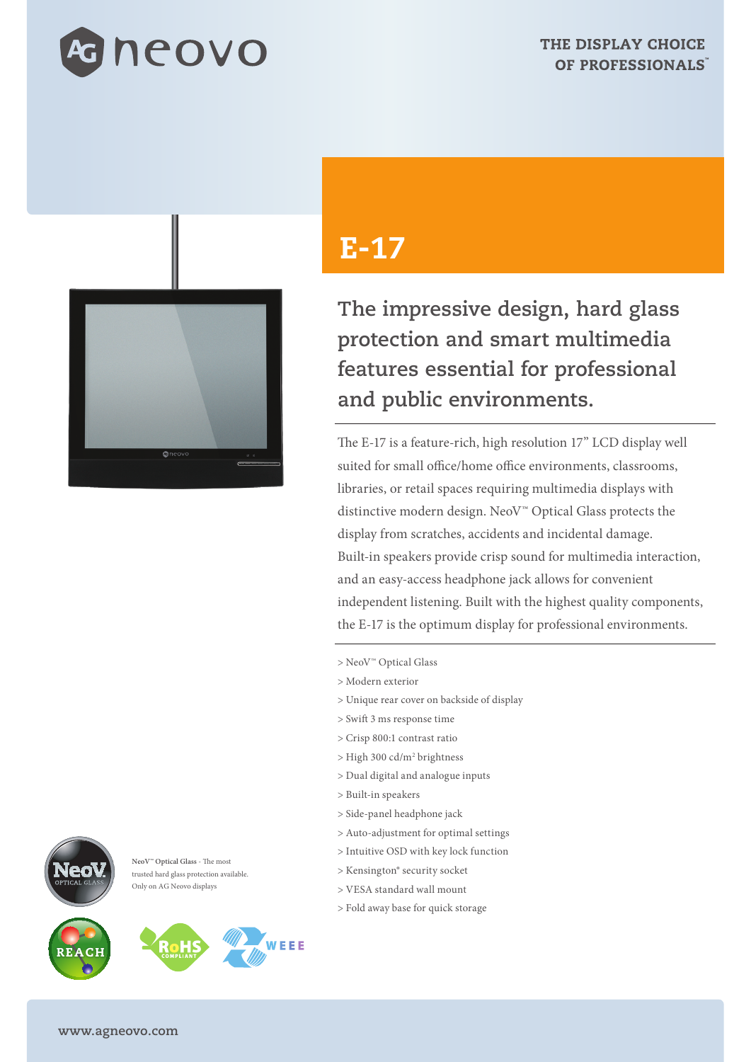THE DISPLAY CHOICE OF PROFESSIONALS™

# E-17

## The impressive design, hard glass protection and smart multimedia features essential for professional and public environments.

The E-17 is a feature-rich, high resolution 17" LCD display well suited for small office/home office environments, classrooms, libraries, or retail spaces requiring multimedia displays with distinctive modern design. NeoV™ Optical Glass protects the display from scratches, accidents and incidental damage. Built-in speakers provide crisp sound for multimedia interaction, and an easy-access headphone jack allows for convenient independent listening. Built with the highest quality components, the E-17 is the optimum display for professional environments.

- > NeoV™ Optical Glass
- > Modern exterior
- > Unique rear cover on backside of display
- > Swift 3 ms response time
- > Crisp 800:1 contrast ratio
- > High 300 cd/m² brightness
- > Dual digital and analogue inputs
- > Built-in speakers
- > Side-panel headphone jack
- > Auto-adjustment for optimal settings
- > Intuitive OSD with key lock function
- > Kensington® security socket
- > VESA standard wall mount
- > Fold away base for quick storage

**NeoV™ Optical Glass** - The most trusted hard glass protection available. Only on AG Neovo displays

www.agneovo.com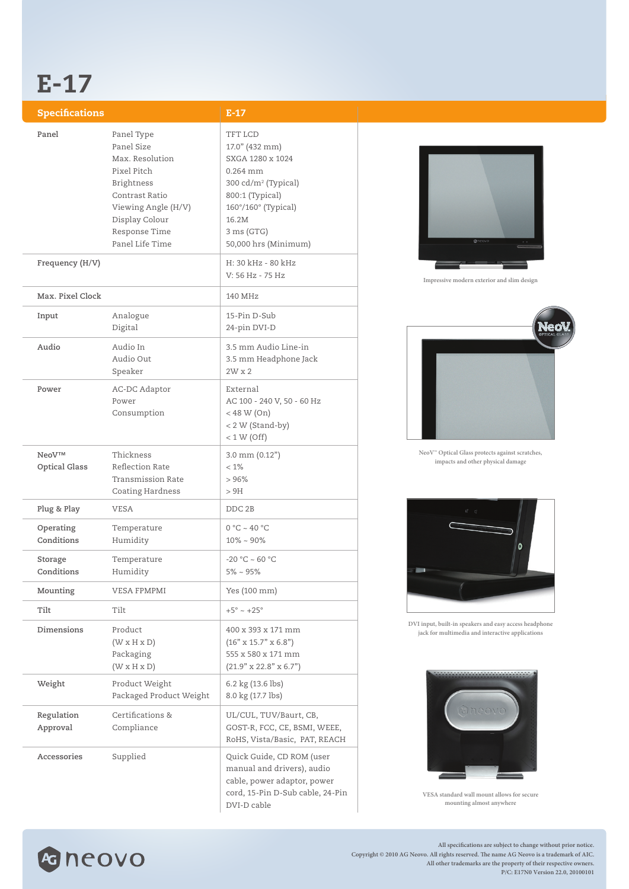# E-17

| Specifications | | E-17 |
|---|---|---|
| Panel | Panel Type | TFT LCD |
| | Panel Size | 17.0" (432 mm) |
| | Max. Resolution | SXGA 1280 x 1024 |
| | Pixel Pitch | 0.264 mm |
| | Brightness | 300 cd/m² (Typical) |
| | Contrast Ratio | 800:1 (Typical) |
| | Viewing Angle (H/V) | 160°/160° (Typical) |
| | Display Colour | 16.2M |
| | Response Time | 3 ms (GTG) |
| | Panel Life Time | 50,000 hrs (Minimum) |
| Frequency (H/V) | | H: 30 kHz - 80 kHz<br>V: 56 Hz - 75 Hz |
| Max. Pixel Clock | | 140 MHz |
| Input | Analogue | 15-Pin D-Sub |
| | Digital | 24-pin DVI-D |
| Audio | Audio In | 3.5 mm Audio Line-in |
| | Audio Out | 3.5 mm Headphone Jack |
| | Speaker | 2W x 2 |
| Power | AC-DC Adaptor | External |
| | Power | AC 100 - 240 V, 50 - 60 Hz |
| | Consumption | < 48 W (On)<br>< 2 W (Stand-by)<br>< 1 W (Off) |
| NeoV™ Optical Glass | Thickness | 3.0 mm (0.12") |
| | Reflection Rate | < 1% |
| | Transmission Rate | > 96% |
| | Coating Hardness | > 9H |
| Plug & Play | VESA | DDC 2B |
| Operating Conditions | Temperature | 0 °C ~ 40 °C |
| | Humidity | 10% ~ 90% |
| Storage Conditions | Temperature | -20 °C ~ 60 °C |
| | Humidity | 5% ~ 95% |
| Mounting | VESA FPMPMI | Yes (100 mm) |
| Tilt | Tilt | +5° ~ +25° |
| Dimensions | Product (W x H x D) | 400 x 393 x 171 mm (16" x 15.7" x 6.8") |
| | Packaging (W x H x D) | 555 x 580 x 171 mm (21.9" x 22.8" x 6.7") |
| Weight | Product Weight | 6.2 kg (13.6 lbs) |
| | Packaged Product Weight | 8.0 kg (17.7 lbs) |
| Regulation Approval | Certifications & Compliance | UL/CUL, TUV/Baurt, CB, GOST-R, FCC, CE, BSMI, WEEE, RoHS, Vista/Basic, PAT, REACH |
| Accessories | Supplied | Quick Guide, CD ROM (user manual and drivers), audio cable, power adaptor, power cord, 15-Pin D-Sub cable, 24-Pin DVI-D cable |

Impressive modern exterior and slim design

NeoV™ Optical Glass protects against scratches, impacts and other physical damage

DVI input, built-in speakers and easy access headphone jack for multimedia and interactive applications

VESA standard wall mount allows for secure mounting almost anywhere

All specifications are subject to change without prior notice.
Copyright © 2010 AG Neovo. All rights reserved. The name AG Neovo is a trademark of AIC.
All other trademarks are the property of their respective owners.
P/C: E17N0 Version 22.0, 20100101